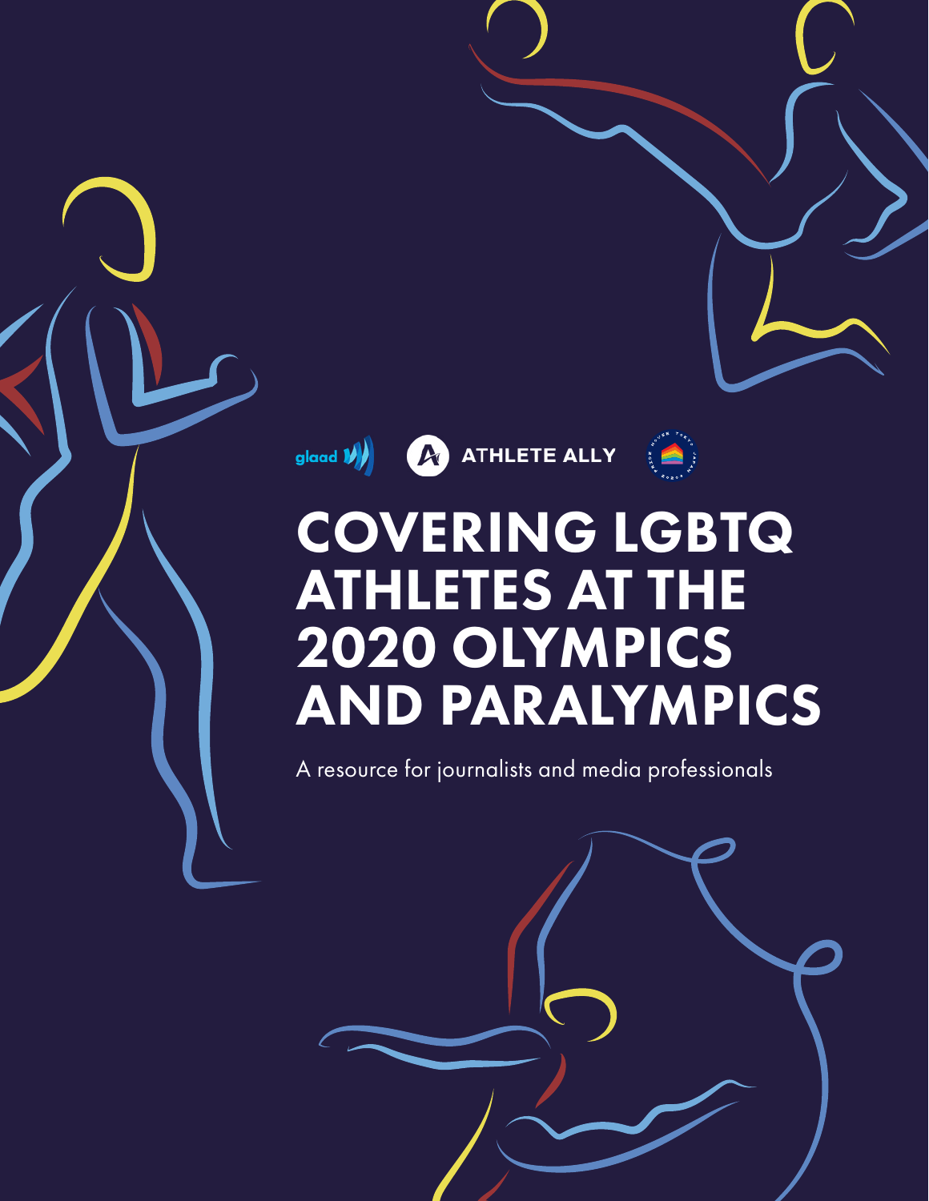glaad ATHLETE ALLY

# COVERING LGBTQ ATHLETES AT THE 2020 OLYMPICS AND PARALYMPICS

A resource for journalists and media professionals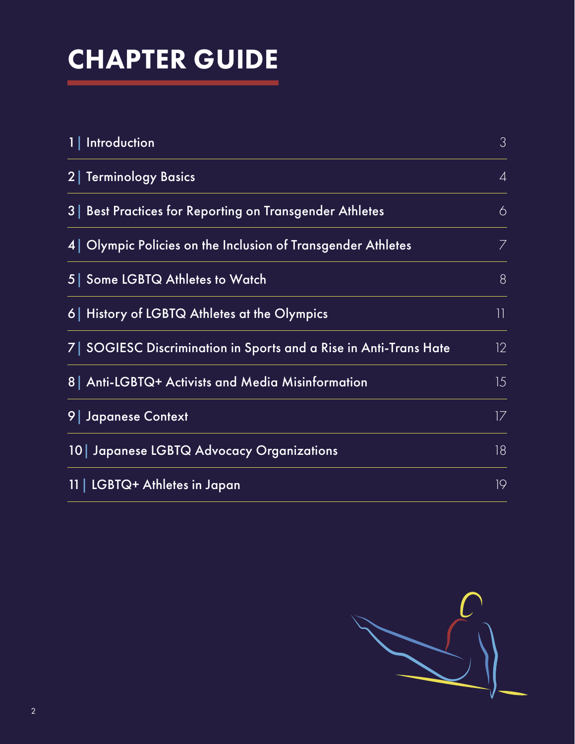# CHAPTER GUIDE

| | | |
|---|---|---|
| 1 | Introduction | 3 |
| 2 | Terminology Basics | 4 |
| 3 | Best Practices for Reporting on Transgender Athletes | 6 |
| 4 | Olympic Policies on the Inclusion of Transgender Athletes | 7 |
| 5 | Some LGBTQ Athletes to Watch | 8 |
| 6 | History of LGBTQ Athletes at the Olympics | 11 |
| 7 | SOGIESC Discrimination in Sports and a Rise in Anti-Trans Hate | 12 |
| 8 | Anti-LGBTQ+ Activists and Media Misinformation | 15 |
| 9 | Japanese Context | 17 |
| 10 | Japanese LGBTQ Advocacy Organizations | 18 |
| 11 | LGBTQ+ Athletes in Japan | 19 |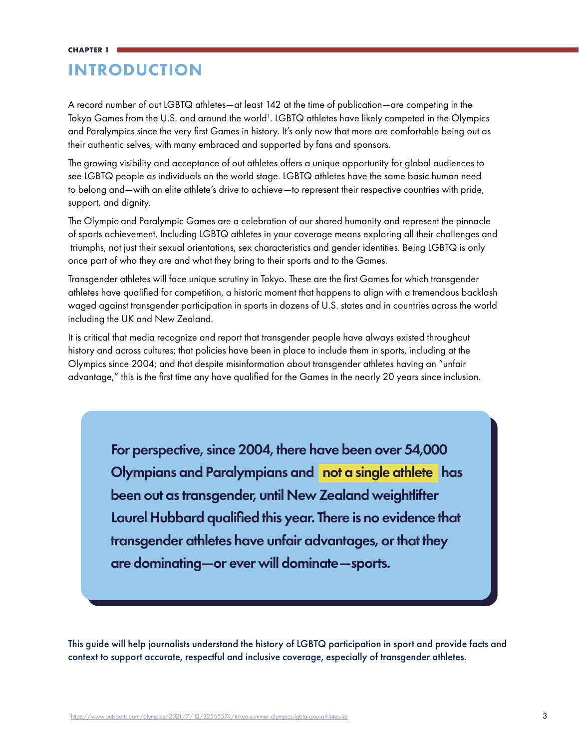CHAPTER 1

# INTRODUCTION

A record number of out LGBTQ athletes—at least 142 at the time of publication—are competing in the Tokyo Games from the U.S. and around the world[1]. LGBTQ athletes have likely competed in the Olympics and Paralympics since the very first Games in history. It's only now that more are comfortable being out as their authentic selves, with many embraced and supported by fans and sponsors.

The growing visibility and acceptance of out athletes offers a unique opportunity for global audiences to see LGBTQ people as individuals on the world stage. LGBTQ athletes have the same basic human need to belong and—with an elite athlete's drive to achieve—to represent their respective countries with pride, support, and dignity.

The Olympic and Paralympic Games are a celebration of our shared humanity and represent the pinnacle of sports achievement. Including LGBTQ athletes in your coverage means exploring all their challenges and triumphs, not just their sexual orientations, sex characteristics and gender identities. Being LGBTQ is only once part of who they are and what they bring to their sports and to the Games.

Transgender athletes will face unique scrutiny in Tokyo. These are the first Games for which transgender athletes have qualified for competition, a historic moment that happens to align with a tremendous backlash waged against transgender participation in sports in dozens of U.S. states and in countries across the world including the UK and New Zealand.

It is critical that media recognize and report that transgender people have always existed throughout history and across cultures; that policies have been in place to include them in sports, including at the Olympics since 2004; and that despite misinformation about transgender athletes having an "unfair advantage," this is the first time any have qualified for the Games in the nearly 20 years since inclusion.

**For perspective, since 2004, there have been over 54,000 Olympians and Paralympians and not a single athlete has been out as transgender, until New Zealand weightlifter Laurel Hubbard qualified this year. There is no evidence that transgender athletes have unfair advantages, or that they are dominating—or ever will dominate—sports.**

This guide will help journalists understand the history of LGBTQ participation in sport and provide facts and context to support accurate, respectful and inclusive coverage, especially of transgender athletes.

[1] https://www.outsports.com/olympics/2021/7/12/22565574/tokyo-summer-olympics-lgbtq-gay-athletes-list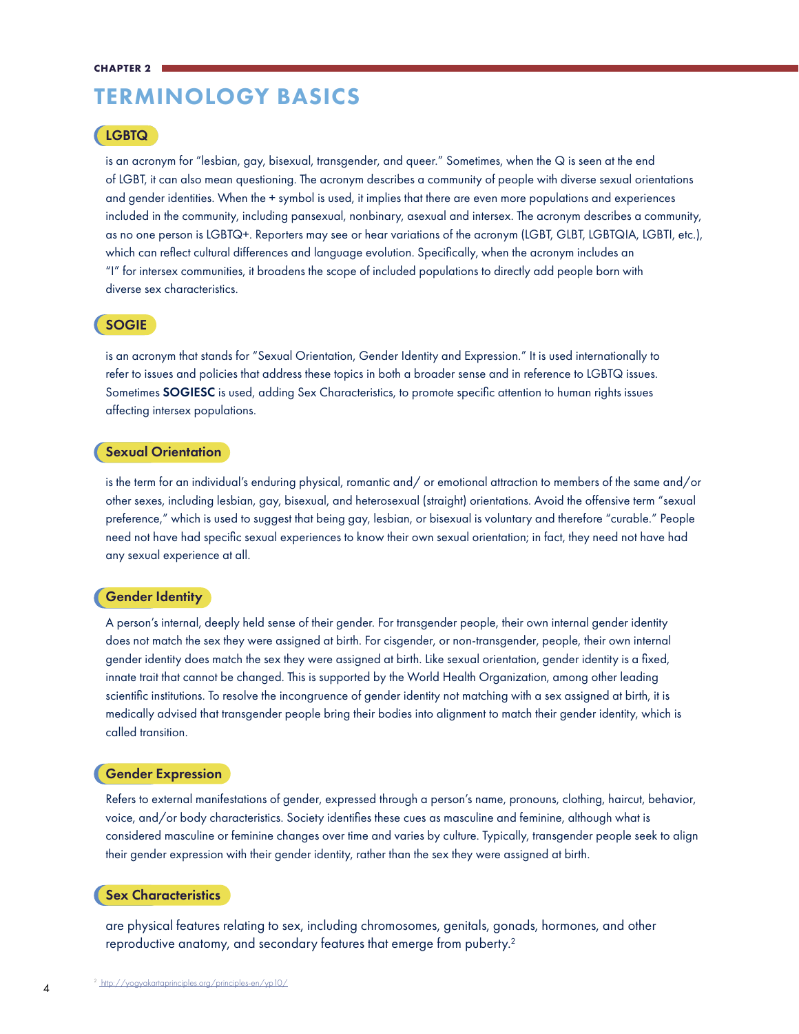CHAPTER 2

# TERMINOLOGY BASICS

## LGBTQ

is an acronym for "lesbian, gay, bisexual, transgender, and queer." Sometimes, when the Q is seen at the end of LGBT, it can also mean questioning. The acronym describes a community of people with diverse sexual orientations and gender identities. When the + symbol is used, it implies that there are even more populations and experiences included in the community, including pansexual, nonbinary, asexual and intersex. The acronym describes a community, as no one person is LGBTQ+. Reporters may see or hear variations of the acronym (LGBT, GLBT, LGBTQIA, LGBTI, etc.), which can reflect cultural differences and language evolution. Specifically, when the acronym includes an "I" for intersex communities, it broadens the scope of included populations to directly add people born with diverse sex characteristics.

## SOGIE

is an acronym that stands for "Sexual Orientation, Gender Identity and Expression." It is used internationally to refer to issues and policies that address these topics in both a broader sense and in reference to LGBTQ issues. Sometimes **SOGIESC** is used, adding Sex Characteristics, to promote specific attention to human rights issues affecting intersex populations.

## Sexual Orientation

is the term for an individual's enduring physical, romantic and/ or emotional attraction to members of the same and/or other sexes, including lesbian, gay, bisexual, and heterosexual (straight) orientations. Avoid the offensive term "sexual preference," which is used to suggest that being gay, lesbian, or bisexual is voluntary and therefore "curable." People need not have had specific sexual experiences to know their own sexual orientation; in fact, they need not have had any sexual experience at all.

## Gender Identity

A person's internal, deeply held sense of their gender. For transgender people, their own internal gender identity does not match the sex they were assigned at birth. For cisgender, or non-transgender, people, their own internal gender identity does match the sex they were assigned at birth. Like sexual orientation, gender identity is a fixed, innate trait that cannot be changed. This is supported by the World Health Organization, among other leading scientific institutions. To resolve the incongruence of gender identity not matching with a sex assigned at birth, it is medically advised that transgender people bring their bodies into alignment to match their gender identity, which is called transition.

## Gender Expression

Refers to external manifestations of gender, expressed through a person's name, pronouns, clothing, haircut, behavior, voice, and/or body characteristics. Society identifies these cues as masculine and feminine, although what is considered masculine or feminine changes over time and varies by culture. Typically, transgender people seek to align their gender expression with their gender identity, rather than the sex they were assigned at birth.

## Sex Characteristics

are physical features relating to sex, including chromosomes, genitals, gonads, hormones, and other reproductive anatomy, and secondary features that emerge from puberty.[2]

[2] http://yogyakartaprinciples.org/principles-en/yp10/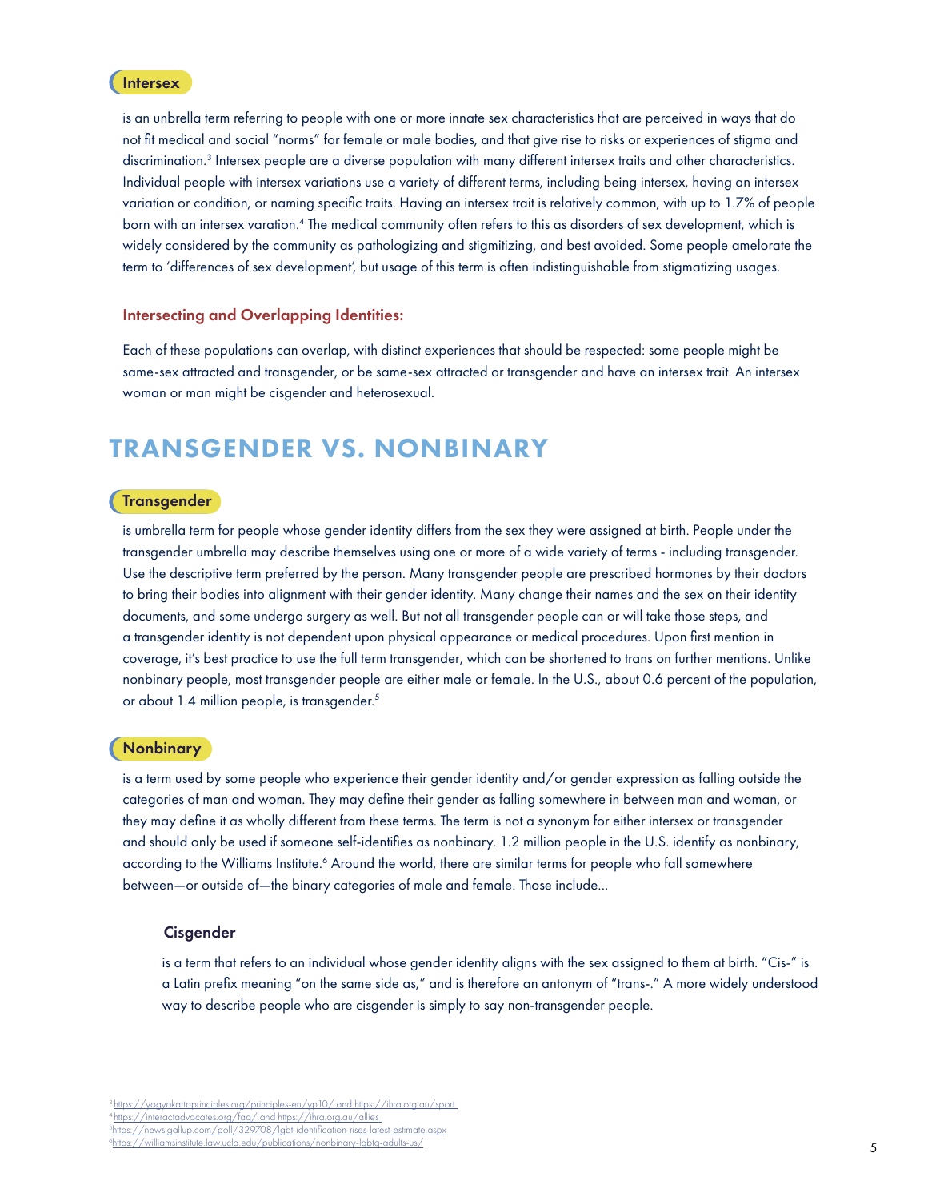### Intersex

is an umbrella term referring to people with one or more innate sex characteristics that are perceived in ways that do not fit medical and social "norms" for female or male bodies, and that give rise to risks or experiences of stigma and discrimination.[3] Intersex people are a diverse population with many different intersex traits and other characteristics. Individual people with intersex variations use a variety of different terms, including being intersex, having an intersex variation or condition, or naming specific traits. Having an intersex trait is relatively common, with up to 1.7% of people born with an intersex varation.[4] The medical community often refers to this as disorders of sex development, which is widely considered by the community as pathologizing and stigmitizing, and best avoided. Some people amelorate the term to 'differences of sex development', but usage of this term is often indistinguishable from stigmatizing usages.

#### Intersecting and Overlapping Identities:

Each of these populations can overlap, with distinct experiences that should be respected: some people might be same-sex attracted and transgender, or be same-sex attracted or transgender and have an intersex trait. An intersex woman or man might be cisgender and heterosexual.

## TRANSGENDER VS. NONBINARY

### Transgender

is umbrella term for people whose gender identity differs from the sex they were assigned at birth. People under the transgender umbrella may describe themselves using one or more of a wide variety of terms - including transgender. Use the descriptive term preferred by the person. Many transgender people are prescribed hormones by their doctors to bring their bodies into alignment with their gender identity. Many change their names and the sex on their identity documents, and some undergo surgery as well. But not all transgender people can or will take those steps, and a transgender identity is not dependent upon physical appearance or medical procedures. Upon first mention in coverage, it's best practice to use the full term transgender, which can be shortened to trans on further mentions. Unlike nonbinary people, most transgender people are either male or female. In the U.S., about 0.6 percent of the population, or about 1.4 million people, is transgender.[5]

### Nonbinary

is a term used by some people who experience their gender identity and/or gender expression as falling outside the categories of man and woman. They may define their gender as falling somewhere in between man and woman, or they may define it as wholly different from these terms. The term is not a synonym for either intersex or transgender and should only be used if someone self-identifies as nonbinary. 1.2 million people in the U.S. identify as nonbinary, according to the Williams Institute.[6] Around the world, there are similar terms for people who fall somewhere between—or outside of—the binary categories of male and female. Those include...

#### Cisgender

is a term that refers to an individual whose gender identity aligns with the sex assigned to them at birth. "Cis-" is a Latin prefix meaning "on the same side as," and is therefore an antonym of "trans-." A more widely understood way to describe people who are cisgender is simply to say non-transgender people.

---

[3] https://yogyakartaprinciples.org/principles-en/yp10/ and https://ihra.org.au/sport
[4] https://interactadvocates.org/faq/ and https://ihra.org.au/allies
[5] https://news.gallup.com/poll/329708/lgbt-identification-rises-latest-estimate.aspx
[6] https://williamsinstitute.law.ucla.edu/publications/nonbinary-lgbtq-adults-us/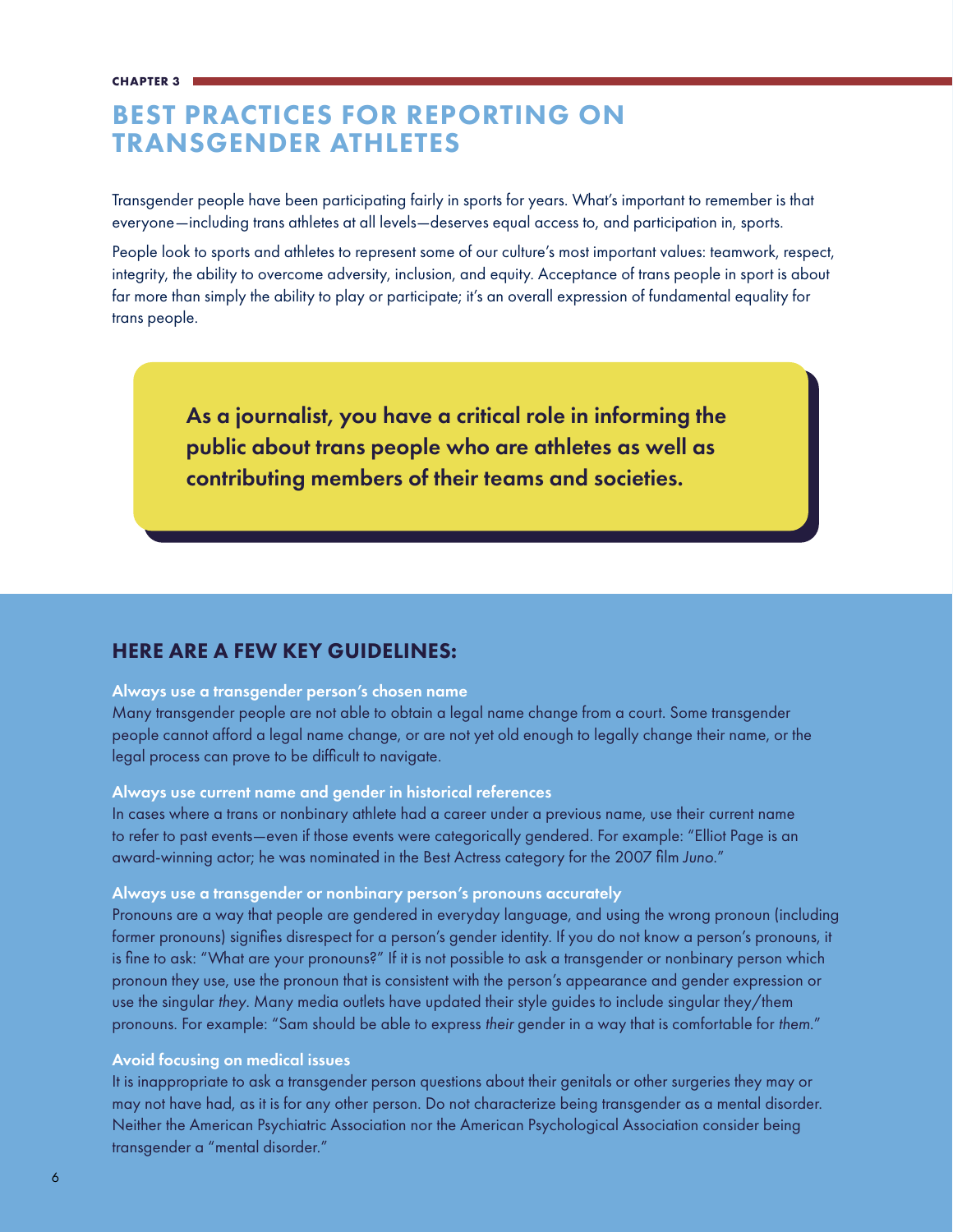CHAPTER 3

# BEST PRACTICES FOR REPORTING ON TRANSGENDER ATHLETES

Transgender people have been participating fairly in sports for years. What's important to remember is that everyone—including trans athletes at all levels—deserves equal access to, and participation in, sports.

People look to sports and athletes to represent some of our culture's most important values: teamwork, respect, integrity, the ability to overcome adversity, inclusion, and equity. Acceptance of trans people in sport is about far more than simply the ability to play or participate; it's an overall expression of fundamental equality for trans people.

> **As a journalist, you have a critical role in informing the public about trans people who are athletes as well as contributing members of their teams and societies.**

## HERE ARE A FEW KEY GUIDELINES:

**Always use a transgender person's chosen name**

Many transgender people are not able to obtain a legal name change from a court. Some transgender people cannot afford a legal name change, or are not yet old enough to legally change their name, or the legal process can prove to be difficult to navigate.

**Always use current name and gender in historical references**

In cases where a trans or nonbinary athlete had a career under a previous name, use their current name to refer to past events—even if those events were categorically gendered. For example: "Elliot Page is an award-winning actor; he was nominated in the Best Actress category for the 2007 film *Juno*."

**Always use a transgender or nonbinary person's pronouns accurately**

Pronouns are a way that people are gendered in everyday language, and using the wrong pronoun (including former pronouns) signifies disrespect for a person's gender identity. If you do not know a person's pronouns, it is fine to ask: "What are your pronouns?" If it is not possible to ask a transgender or nonbinary person which pronoun they use, use the pronoun that is consistent with the person's appearance and gender expression or use the singular *they*. Many media outlets have updated their style guides to include singular they/them pronouns. For example: "Sam should be able to express *their* gender in a way that is comfortable for *them*."

**Avoid focusing on medical issues**

It is inappropriate to ask a transgender person questions about their genitals or other surgeries they may or may not have had, as it is for any other person. Do not characterize being transgender as a mental disorder. Neither the American Psychiatric Association nor the American Psychological Association consider being transgender a "mental disorder."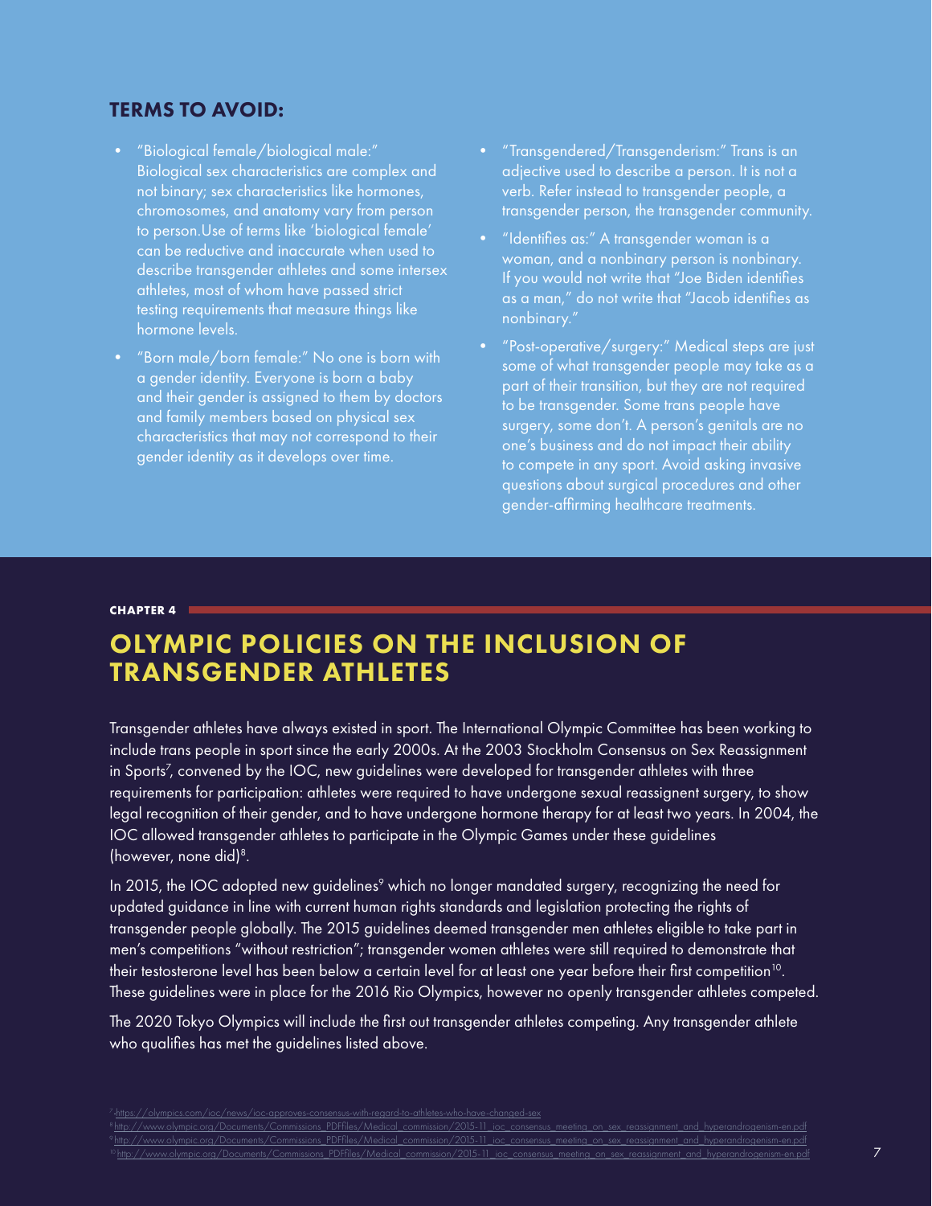## TERMS TO AVOID:

- "Biological female/biological male:" Biological sex characteristics are complex and not binary; sex characteristics like hormones, chromosomes, and anatomy vary from person to person.Use of terms like 'biological female' can be reductive and inaccurate when used to describe transgender athletes and some intersex athletes, most of whom have passed strict testing requirements that measure things like hormone levels.
- "Born male/born female:" No one is born with a gender identity. Everyone is born a baby and their gender is assigned to them by doctors and family members based on physical sex characteristics that may not correspond to their gender identity as it develops over time.
- "Transgendered/Transgenderism:" Trans is an adjective used to describe a person. It is not a verb. Refer instead to transgender people, a transgender person, the transgender community.
- "Identifies as:" A transgender woman is a woman, and a nonbinary person is nonbinary. If you would not write that "Joe Biden identifies as a man," do not write that "Jacob identifies as nonbinary."
- "Post-operative/surgery:" Medical steps are just some of what transgender people may take as a part of their transition, but they are not required to be transgender. Some trans people have surgery, some don't. A person's genitals are no one's business and do not impact their ability to compete in any sport. Avoid asking invasive questions about surgical procedures and other gender-affirming healthcare treatments.

**CHAPTER 4**

# OLYMPIC POLICIES ON THE INCLUSION OF TRANSGENDER ATHLETES

Transgender athletes have always existed in sport. The International Olympic Committee has been working to include trans people in sport since the early 2000s. At the 2003 Stockholm Consensus on Sex Reassignment in Sports[7], convened by the IOC, new guidelines were developed for transgender athletes with three requirements for participation: athletes were required to have undergone sexual reassignent surgery, to show legal recognition of their gender, and to have undergone hormone therapy for at least two years. In 2004, the IOC allowed transgender athletes to participate in the Olympic Games under these guidelines (however, none did)[8].

In 2015, the IOC adopted new guidelines[9] which no longer mandated surgery, recognizing the need for updated guidance in line with current human rights standards and legislation protecting the rights of transgender people globally. The 2015 guidelines deemed transgender men athletes eligible to take part in men's competitions "without restriction"; transgender women athletes were still required to demonstrate that their testosterone level has been below a certain level for at least one year before their first competition[10]. These guidelines were in place for the 2016 Rio Olympics, however no openly transgender athletes competed.

The 2020 Tokyo Olympics will include the first out transgender athletes competing. Any transgender athlete who qualifies has met the guidelines listed above.

[7] https://olympics.com/ioc/news/ioc-approves-consensus-with-regard-to-athletes-who-have-changed-sex
[8] http://www.olympic.org/Documents/Commissions_PDFfiles/Medical_commission/2015-11_ioc_consensus_meeting_on_sex_reassignment_and_hyperandrogenism-en.pdf
[9] http://www.olympic.org/Documents/Commissions_PDFfiles/Medical_commission/2015-11_ioc_consensus_meeting_on_sex_reassignment_and_hyperandrogenism-en.pdf
[10] http://www.olympic.org/Documents/Commissions_PDFfiles/Medical_commission/2015-11_ioc_consensus_meeting_on_sex_reassignment_and_hyperandrogenism-en.pdf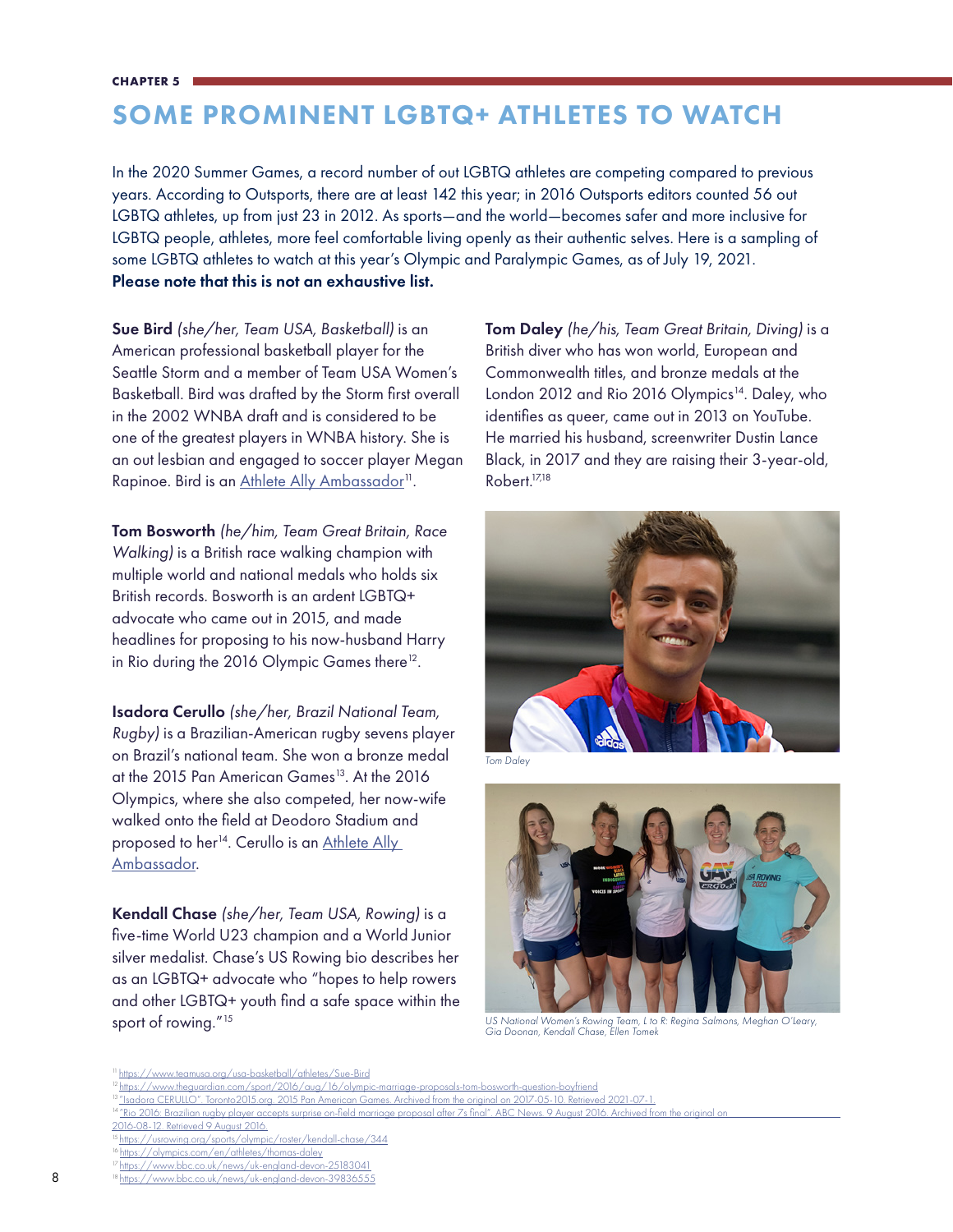CHAPTER 5

# SOME PROMINENT LGBTQ+ ATHLETES TO WATCH

In the 2020 Summer Games, a record number of out LGBTQ athletes are competing compared to previous years. According to Outsports, there are at least 142 this year; in 2016 Outsports editors counted 56 out LGBTQ athletes, up from just 23 in 2012. As sports—and the world—becomes safer and more inclusive for LGBTQ people, athletes, more feel comfortable living openly as their authentic selves. Here is a sampling of some LGBTQ athletes to watch at this year's Olympic and Paralympic Games, as of July 19, 2021. **Please note that this is not an exhaustive list.**

**Sue Bird** *(she/her, Team USA, Basketball)* is an American professional basketball player for the Seattle Storm and a member of Team USA Women's Basketball. Bird was drafted by the Storm first overall in the 2002 WNBA draft and is considered to be one of the greatest players in WNBA history. She is an out lesbian and engaged to soccer player Megan Rapinoe. Bird is an Athlete Ally Ambassador[11].

**Tom Bosworth** *(he/him, Team Great Britain, Race Walking)* is a British race walking champion with multiple world and national medals who holds six British records. Bosworth is an ardent LGBTQ+ advocate who came out in 2015, and made headlines for proposing to his now-husband Harry in Rio during the 2016 Olympic Games there[12].

**Isadora Cerullo** *(she/her, Brazil National Team, Rugby)* is a Brazilian-American rugby sevens player on Brazil's national team. She won a bronze medal at the 2015 Pan American Games[13]. At the 2016 Olympics, where she also competed, her now-wife walked onto the field at Deodoro Stadium and proposed to her[14]. Cerullo is an Athlete Ally Ambassador.

**Kendall Chase** *(she/her, Team USA, Rowing)* is a five-time World U23 champion and a World Junior silver medalist. Chase's US Rowing bio describes her as an LGBTQ+ advocate who "hopes to help rowers and other LGBTQ+ youth find a safe space within the sport of rowing."[15]

**Tom Daley** *(he/his, Team Great Britain, Diving)* is a British diver who has won world, European and Commonwealth titles, and bronze medals at the London 2012 and Rio 2016 Olympics[14]. Daley, who identifies as queer, came out in 2013 on YouTube. He married his husband, screenwriter Dustin Lance Black, in 2017 and they are raising their 3-year-old, Robert.[17,18]

*Tom Daley*

*US National Women's Rowing Team, L to R: Regina Salmons, Meghan O'Leary, Gia Doonan, Kendall Chase, Ellen Tomek*

---

[11] https://www.teamusa.org/usa-basketball/athletes/Sue-Bird
[12] https://www.theguardian.com/sport/2016/aug/16/olympic-marriage-proposals-tom-bosworth-question-boyfriend
[13] "Isadora CERULLO". Toronto2015.org. 2015 Pan American Games. Archived from the original on 2017-05-10. Retrieved 2021-07-1.
[14] "Rio 2016: Brazilian rugby player accepts surprise on-field marriage proposal after 7s final". ABC News. 9 August 2016. Archived from the original on 2016-08-12. Retrieved 9 August 2016.
[15] https://usrowing.org/sports/olympic/roster/kendall-chase/344
[16] https://olympics.com/en/athletes/thomas-daley
[17] https://www.bbc.co.uk/news/uk-england-devon-25183041
[18] https://www.bbc.co.uk/news/uk-england-devon-39836555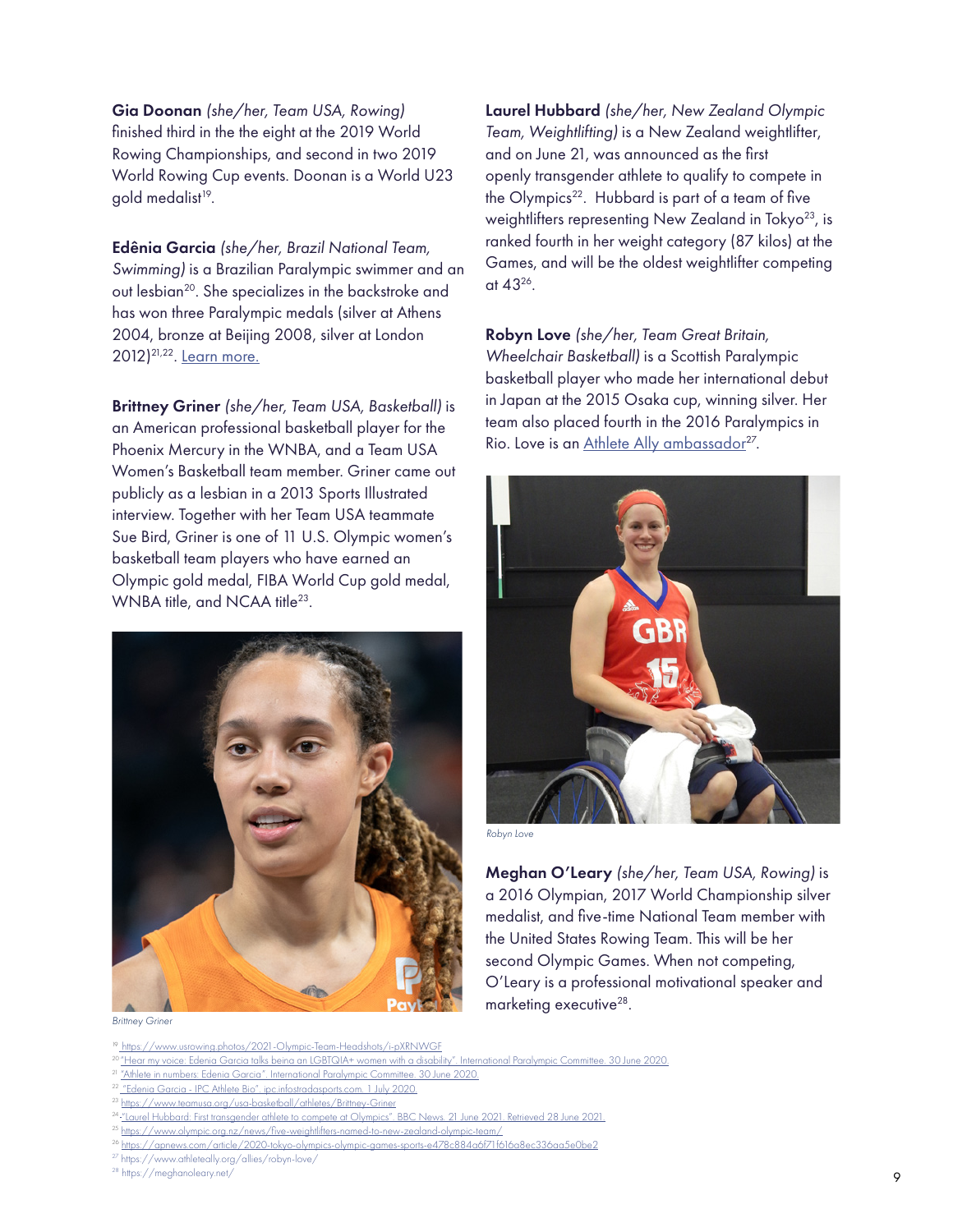**Gia Doonan** *(she/her, Team USA, Rowing)* finished third in the the eight at the 2019 World Rowing Championships, and second in two 2019 World Rowing Cup events. Doonan is a World U23 gold medalist[19].

**Edênia Garcia** *(she/her, Brazil National Team, Swimming)* is a Brazilian Paralympic swimmer and an out lesbian[20]. She specializes in the backstroke and has won three Paralympic medals (silver at Athens 2004, bronze at Beijing 2008, silver at London 2012)[21,22]. Learn more.

**Brittney Griner** *(she/her, Team USA, Basketball)* is an American professional basketball player for the Phoenix Mercury in the WNBA, and a Team USA Women's Basketball team member. Griner came out publicly as a lesbian in a 2013 Sports Illustrated interview. Together with her Team USA teammate Sue Bird, Griner is one of 11 U.S. Olympic women's basketball team players who have earned an Olympic gold medal, FIBA World Cup gold medal, WNBA title, and NCAA title[23].

Brittney Griner

**Laurel Hubbard** *(she/her, New Zealand Olympic Team, Weightlifting)* is a New Zealand weightlifter, and on June 21, was announced as the first openly transgender athlete to qualify to compete in the Olympics[22]. Hubbard is part of a team of five weightlifters representing New Zealand in Tokyo[23], is ranked fourth in her weight category (87 kilos) at the Games, and will be the oldest weightlifter competing at 43[26].

**Robyn Love** *(she/her, Team Great Britain, Wheelchair Basketball)* is a Scottish Paralympic basketball player who made her international debut in Japan at the 2015 Osaka cup, winning silver. Her team also placed fourth in the 2016 Paralympics in Rio. Love is an Athlete Ally ambassador[27].

Robyn Love

**Meghan O'Leary** *(she/her, Team USA, Rowing)* is a 2016 Olympian, 2017 World Championship silver medalist, and five-time National Team member with the United States Rowing Team. This will be her second Olympic Games. When not competing, O'Leary is a professional motivational speaker and marketing executive[28].

---

[19] https://www.usrowing.photos/2021-Olympic-Team-Headshots/i-pXRNWGF
[20] "Hear my voice: Edenia Garcia talks being an LGBTQIA+ women with a disability". International Paralympic Committee. 30 June 2020.
[21] "Athlete in numbers: Edenia Garcia". International Paralympic Committee. 30 June 2020.
[22] "Edenia Garcia - IPC Athlete Bio". ipc.infostradasports.com. 1 July 2020.
[23] https://www.teamusa.org/usa-basketball/athletes/Brittney-Griner
[24] "Laurel Hubbard: First transgender athlete to compete at Olympics". BBC News. 21 June 2021. Retrieved 28 June 2021.
[25] https://www.olympic.org.nz/news/five-weightlifters-named-to-new-zealand-olympic-team/
[26] https://apnews.com/article/2020-tokyo-olympics-olympic-games-sports-e478c884a6f71f616a8ec336aa5e0be2
[27] https://www.athleteally.org/allies/robyn-love/
[28] https://meghanoleary.net/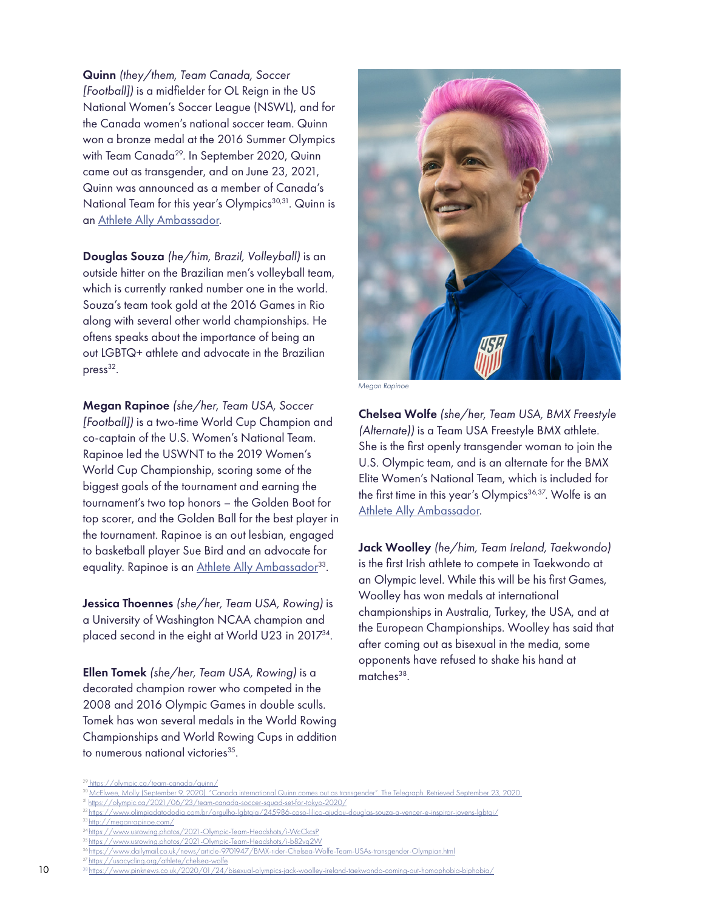**Quinn** *(they/them, Team Canada, Soccer [Football])* is a midfielder for OL Reign in the US National Women's Soccer League (NSWL), and for the Canada women's national soccer team. Quinn won a bronze medal at the 2016 Summer Olympics with Team Canada[29]. In September 2020, Quinn came out as transgender, and on June 23, 2021, Quinn was announced as a member of Canada's National Team for this year's Olympics[30,31]. Quinn is an [Athlete Ally Ambassador](#).

**Douglas Souza** *(he/him, Brazil, Volleyball)* is an outside hitter on the Brazilian men's volleyball team, which is currently ranked number one in the world. Souza's team took gold at the 2016 Games in Rio along with several other world championships. He oftens speaks about the importance of being an out LGBTQ+ athlete and advocate in the Brazilian press[32].

**Megan Rapinoe** *(she/her, Team USA, Soccer [Football])* is a two-time World Cup Champion and co-captain of the U.S. Women's National Team. Rapinoe led the USWNT to the 2019 Women's World Cup Championship, scoring some of the biggest goals of the tournament and earning the tournament's two top honors – the Golden Boot for top scorer, and the Golden Ball for the best player in the tournament. Rapinoe is an out lesbian, engaged to basketball player Sue Bird and an advocate for equality. Rapinoe is an [Athlete Ally Ambassador](#)[33].

**Jessica Thoennes** *(she/her, Team USA, Rowing)* is a University of Washington NCAA champion and placed second in the eight at World U23 in 2017[34].

**Ellen Tomek** *(she/her, Team USA, Rowing)* is a decorated champion rower who competed in the 2008 and 2016 Olympic Games in double sculls. Tomek has won several medals in the World Rowing Championships and World Rowing Cups in addition to numerous national victories[35].

*Megan Rapinoe*

**Chelsea Wolfe** *(she/her, Team USA, BMX Freestyle (Alternate))* is a Team USA Freestyle BMX athlete. She is the first openly transgender woman to join the U.S. Olympic team, and is an alternate for the BMX Elite Women's National Team, which is included for the first time in this year's Olympics[36,37]. Wolfe is an [Athlete Ally Ambassador](#).

**Jack Woolley** *(he/him, Team Ireland, Taekwondo)* is the first Irish athlete to compete in Taekwondo at an Olympic level. While this will be his first Games, Woolley has won medals at international championships in Australia, Turkey, the USA, and at the European Championships. Woolley has said that after coming out as bisexual in the media, some opponents have refused to shake his hand at matches[38].

---

[29] https://olympic.ca/team-canada/quinn/
[30] McElwee, Molly (September 9, 2020). "Canada international Quinn comes out as transgender". The Telegraph. Retrieved September 23, 2020.
[31] https://olympic.ca/2021/06/23/team-canada-soccer-squad-set-for-tokyo-2020/
[32] https://www.olimpiadatododia.com.br/orgulho-lgbtqia/245986-caso-lilico-ajudou-douglas-souza-a-vencer-e-inspirar-jovens-lgbtqi/
[33] http://meganrapinoe.com/
[34] https://www.usrowing.photos/2021-Olympic-Team-Headshots/i-WcCkcsP
[35] https://www.usrowing.photos/2021-Olympic-Team-Headshots/i-b82vq2W
[36] https://www.dailymail.co.uk/news/article-9701947/BMX-rider-Chelsea-Wolfe-Team-USAs-transgender-Olympian.html
[37] https://usacycling.org/athlete/chelsea-wolfe
[38] https://www.pinknews.co.uk/2020/01/24/bisexual-olympics-jack-woolley-ireland-taekwondo-coming-out-homophobia-biphobia/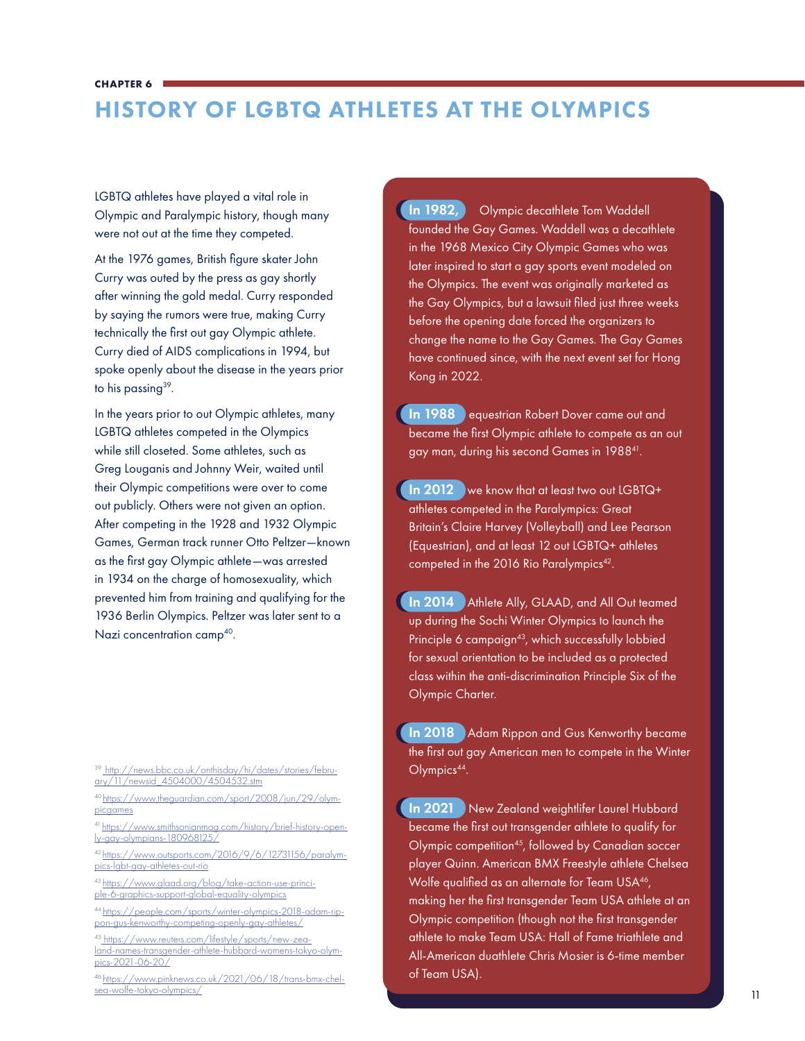CHAPTER 6

# HISTORY OF LGBTQ ATHLETES AT THE OLYMPICS

LGBTQ athletes have played a vital role in Olympic and Paralympic history, though many were not out at the time they competed.

At the 1976 games, British figure skater John Curry was outed by the press as gay shortly after winning the gold medal. Curry responded by saying the rumors were true, making Curry technically the first out gay Olympic athlete. Curry died of AIDS complications in 1994, but spoke openly about the disease in the years prior to his passing[39].

In the years prior to out Olympic athletes, many LGBTQ athletes competed in the Olympics while still closeted. Some athletes, such as Greg Louganis and Johnny Weir, waited until their Olympic competitions were over to come out publicly. Others were not given an option. After competing in the 1928 and 1932 Olympic Games, German track runner Otto Peltzer—known as the first gay Olympic athlete—was arrested in 1934 on the charge of homosexuality, which prevented him from training and qualifying for the 1936 Berlin Olympics. Peltzer was later sent to a Nazi concentration camp[40].

**In 1982,** Olympic decathlete Tom Waddell founded the Gay Games. Waddell was a decathlete in the 1968 Mexico City Olympic Games who was later inspired to start a gay sports event modeled on the Olympics. The event was originally marketed as the Gay Olympics, but a lawsuit filed just three weeks before the opening date forced the organizers to change the name to the Gay Games. The Gay Games have continued since, with the next event set for Hong Kong in 2022.

**In 1988** equestrian Robert Dover came out and became the first Olympic athlete to compete as an out gay man, during his second Games in 1988[41].

**In 2012** we know that at least two out LGBTQ+ athletes competed in the Paralympics: Great Britain's Claire Harvey (Volleyball) and Lee Pearson (Equestrian), and at least 12 out LGBTQ+ athletes competed in the 2016 Rio Paralympics[42].

**In 2014** Athlete Ally, GLAAD, and All Out teamed up during the Sochi Winter Olympics to launch the Principle 6 campaign[43], which successfully lobbied for sexual orientation to be included as a protected class within the anti-discrimination Principle Six of the Olympic Charter.

**In 2018** Adam Rippon and Gus Kenworthy became the first out gay American men to compete in the Winter Olympics[44].

**In 2021** New Zealand weightlifer Laurel Hubbard became the first out transgender athlete to qualify for Olympic competition[45], followed by Canadian soccer player Quinn. American BMX Freestyle athlete Chelsea Wolfe qualified as an alternate for Team USA[46], making her the first transgender Team USA athlete at an Olympic competition (though not the first transgender athlete to make Team USA: Hall of Fame triathlete and All-American duathlete Chris Mosier is 6-time member of Team USA).

[39] http://news.bbc.co.uk/onthisday/hi/dates/stories/february/11/newsid_4504000/4504532.stm

[40] https://www.theguardian.com/sport/2008/jun/29/olympicgames

[41] https://www.smithsonianmag.com/history/brief-history-openly-gay-olympians-180968125/

[42] https://www.outsports.com/2016/9/6/12731156/paralympics-lgbt-gay-athletes-out-rio

[43] https://www.glaad.org/blog/take-action-use-principle-6-graphics-support-global-equality-olympics

[44] https://people.com/sports/winter-olympics-2018-adam-rippon-gus-kenworthy-competing-openly-gay-athletes/

[45] https://www.reuters.com/lifestyle/sports/new-zealand-names-transgender-athlete-hubbard-womens-tokyo-olympics-2021-06-20/

[46] https://www.pinknews.co.uk/2021/06/18/trans-bmx-chelsea-wolfe-tokyo-olympics/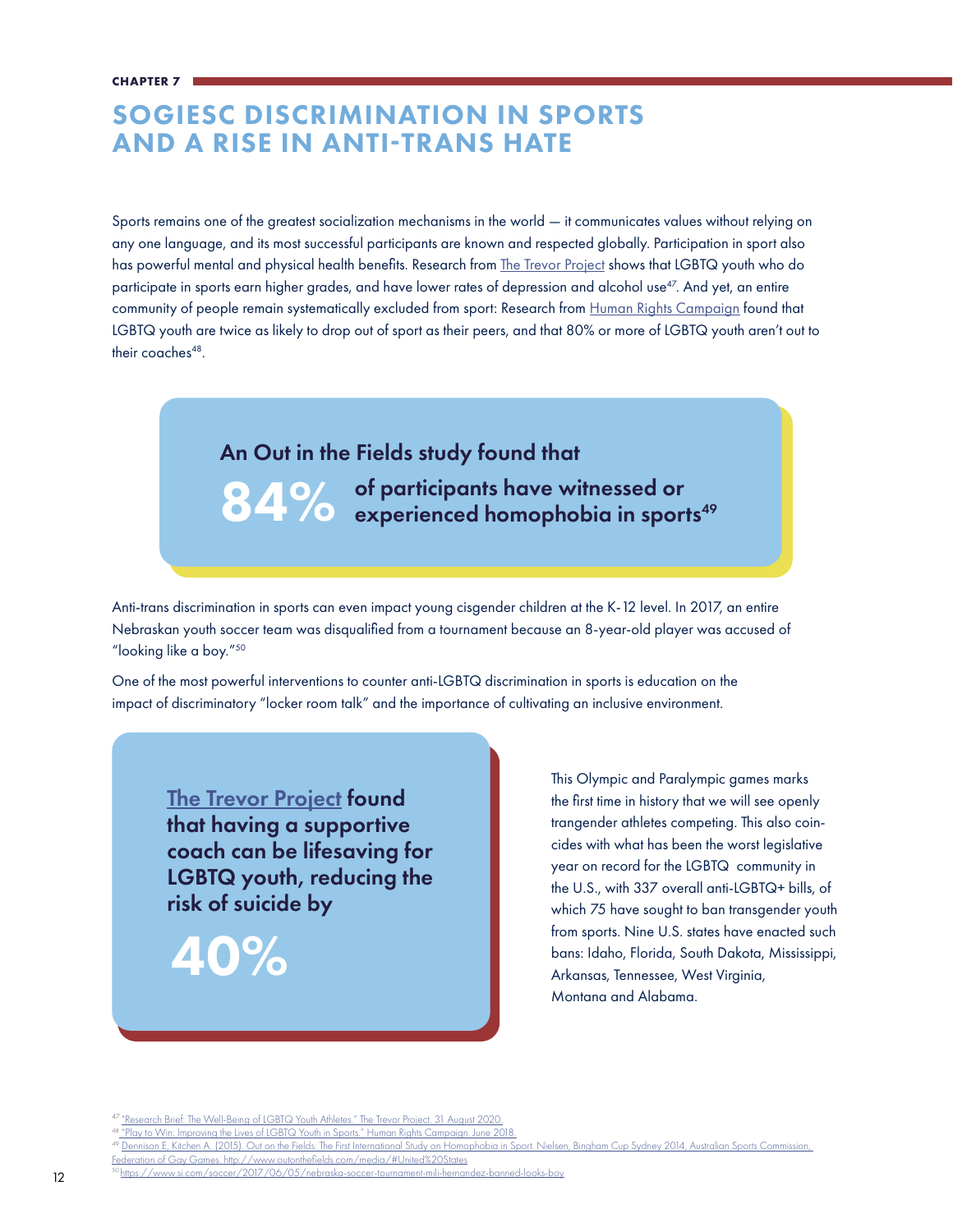CHAPTER 7

# SOGIESC DISCRIMINATION IN SPORTS AND A RISE IN ANTI-TRANS HATE

Sports remains one of the greatest socialization mechanisms in the world — it communicates values without relying on any one language, and its most successful participants are known and respected globally. Participation in sport also has powerful mental and physical health benefits. Research from The Trevor Project shows that LGBTQ youth who do participate in sports earn higher grades, and have lower rates of depression and alcohol use[47]. And yet, an entire community of people remain systematically excluded from sport: Research from Human Rights Campaign found that LGBTQ youth are twice as likely to drop out of sport as their peers, and that 80% or more of LGBTQ youth aren't out to their coaches[48].

**An Out in the Fields study found that**

**84%** **of participants have witnessed or experienced homophobia in sports[49]**

Anti-trans discrimination in sports can even impact young cisgender children at the K-12 level. In 2017, an entire Nebraskan youth soccer team was disqualified from a tournament because an 8-year-old player was accused of "looking like a boy."[50]

One of the most powerful interventions to counter anti-LGBTQ discrimination in sports is education on the impact of discriminatory "locker room talk" and the importance of cultivating an inclusive environment.

**The Trevor Project found that having a supportive coach can be lifesaving for LGBTQ youth, reducing the risk of suicide by**

**40%**

This Olympic and Paralympic games marks the first time in history that we will see openly trangender athletes competing. This also coincides with what has been the worst legislative year on record for the LGBTQ community in the U.S., with 337 overall anti-LGBTQ+ bills, of which 75 have sought to ban transgender youth from sports. Nine U.S. states have enacted such bans: Idaho, Florida, South Dakota, Mississippi, Arkansas, Tennessee, West Virginia, Montana and Alabama.

---

[47] "Research Brief: The Well-Being of LGBTQ Youth Athletes." The Trevor Project. 31 August 2020.

[48] "Play to Win: Improving the Lives of LGBTQ Youth in Sports." Human Rights Campaign. June 2018.

[49] Dennison E, Kitchen A. (2015). Out on the Fields: The First International Study on Homophobia in Sport. Nielsen, Bingham Cup Sydney 2014, Australian Sports Commission, Federation of Gay Games. http://www.outonthefields.com/media/#United%20States

[50] https://www.si.com/soccer/2017/06/05/nebraska-soccer-tournament-mili-hernandez-banned-looks-boy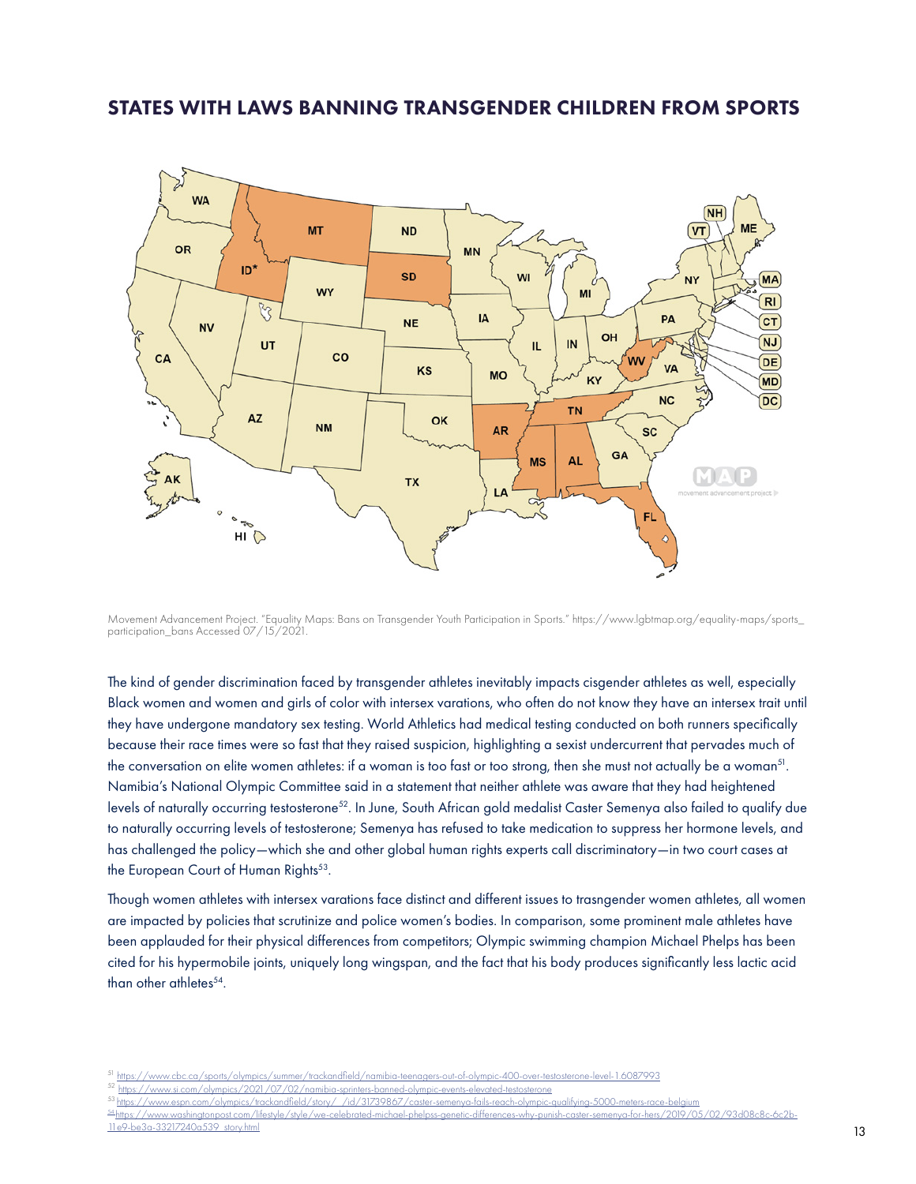## STATES WITH LAWS BANNING TRANSGENDER CHILDREN FROM SPORTS

Movement Advancement Project. "Equality Maps: Bans on Transgender Youth Participation in Sports." https://www.lgbtmap.org/equality-maps/sports_participation_bans Accessed 07/15/2021.

The kind of gender discrimination faced by transgender athletes inevitably impacts cisgender athletes as well, especially Black women and women and girls of color with intersex varations, who often do not know they have an intersex trait until they have undergone mandatory sex testing. World Athletics had medical testing conducted on both runners specifically because their race times were so fast that they raised suspicion, highlighting a sexist undercurrent that pervades much of the conversation on elite women athletes: if a woman is too fast or too strong, then she must not actually be a woman[51]. Namibia's National Olympic Committee said in a statement that neither athlete was aware that they had heightened levels of naturally occurring testosterone[52]. In June, South African gold medalist Caster Semenya also failed to qualify due to naturally occurring levels of testosterone; Semenya has refused to take medication to suppress her hormone levels, and has challenged the policy—which she and other global human rights experts call discriminatory—in two court cases at the European Court of Human Rights[53].

Though women athletes with intersex varations face distinct and different issues to trasngender women athletes, all women are impacted by policies that scrutinize and police women's bodies. In comparison, some prominent male athletes have been applauded for their physical differences from competitors; Olympic swimming champion Michael Phelps has been cited for his hypermobile joints, uniquely long wingspan, and the fact that his body produces significantly less lactic acid than other athletes[54].

[51] https://www.cbc.ca/sports/olympics/summer/trackandfield/namibia-teenagers-out-of-olympic-400-over-testosterone-level-1.6087993

[52] https://www.si.com/olympics/2021/07/02/namibia-sprinters-banned-olympic-events-elevated-testosterone

[53] https://www.espn.com/olympics/trackandfield/story/_/id/31739867/caster-semenya-fails-reach-olympic-qualifying-5000-meters-race-belgium

[54] https://www.washingtonpost.com/lifestyle/style/we-celebrated-michael-phelpss-genetic-differences-why-punish-caster-semenya-for-hers/2019/05/02/93d08c8c-6c2b-11e9-be3a-33217240a539_story.html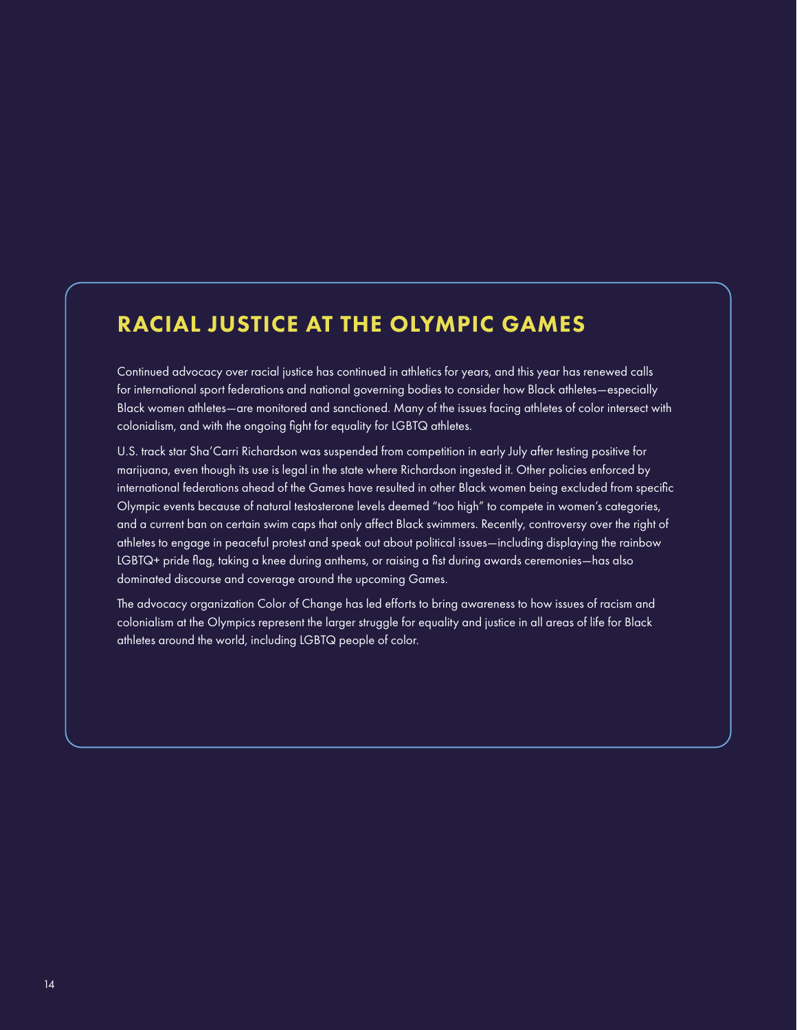## RACIAL JUSTICE AT THE OLYMPIC GAMES

Continued advocacy over racial justice has continued in athletics for years, and this year has renewed calls for international sport federations and national governing bodies to consider how Black athletes—especially Black women athletes—are monitored and sanctioned. Many of the issues facing athletes of color intersect with colonialism, and with the ongoing fight for equality for LGBTQ athletes.

U.S. track star Sha'Carri Richardson was suspended from competition in early July after testing positive for marijuana, even though its use is legal in the state where Richardson ingested it. Other policies enforced by international federations ahead of the Games have resulted in other Black women being excluded from specific Olympic events because of natural testosterone levels deemed "too high" to compete in women's categories, and a current ban on certain swim caps that only affect Black swimmers. Recently, controversy over the right of athletes to engage in peaceful protest and speak out about political issues—including displaying the rainbow LGBTQ+ pride flag, taking a knee during anthems, or raising a fist during awards ceremonies—has also dominated discourse and coverage around the upcoming Games.

The advocacy organization Color of Change has led efforts to bring awareness to how issues of racism and colonialism at the Olympics represent the larger struggle for equality and justice in all areas of life for Black athletes around the world, including LGBTQ people of color.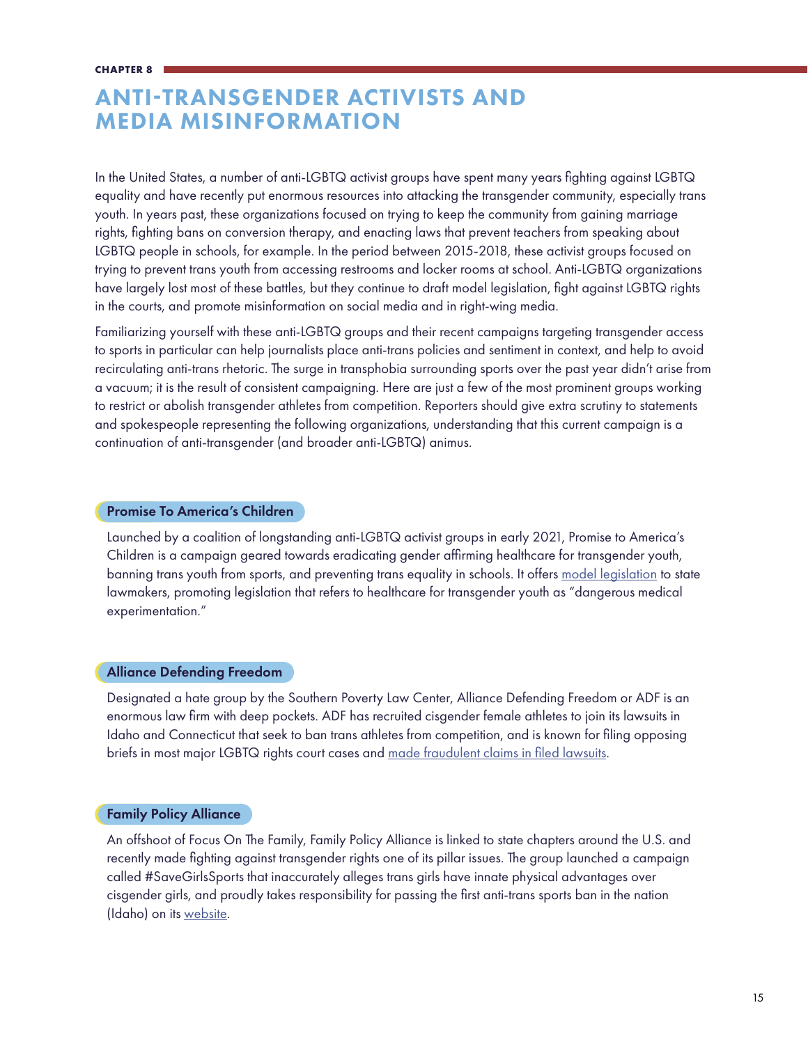CHAPTER 8

# ANTI-TRANSGENDER ACTIVISTS AND MEDIA MISINFORMATION

In the United States, a number of anti-LGBTQ activist groups have spent many years fighting against LGBTQ equality and have recently put enormous resources into attacking the transgender community, especially trans youth. In years past, these organizations focused on trying to keep the community from gaining marriage rights, fighting bans on conversion therapy, and enacting laws that prevent teachers from speaking about LGBTQ people in schools, for example. In the period between 2015-2018, these activist groups focused on trying to prevent trans youth from accessing restrooms and locker rooms at school. Anti-LGBTQ organizations have largely lost most of these battles, but they continue to draft model legislation, fight against LGBTQ rights in the courts, and promote misinformation on social media and in right-wing media.

Familiarizing yourself with these anti-LGBTQ groups and their recent campaigns targeting transgender access to sports in particular can help journalists place anti-trans policies and sentiment in context, and help to avoid recirculating anti-trans rhetoric. The surge in transphobia surrounding sports over the past year didn't arise from a vacuum; it is the result of consistent campaigning. Here are just a few of the most prominent groups working to restrict or abolish transgender athletes from competition. Reporters should give extra scrutiny to statements and spokespeople representing the following organizations, understanding that this current campaign is a continuation of anti-transgender (and broader anti-LGBTQ) animus.

### Promise To America's Children

Launched by a coalition of longstanding anti-LGBTQ activist groups in early 2021, Promise to America's Children is a campaign geared towards eradicating gender affirming healthcare for transgender youth, banning trans youth from sports, and preventing trans equality in schools. It offers model legislation to state lawmakers, promoting legislation that refers to healthcare for transgender youth as "dangerous medical experimentation."

### Alliance Defending Freedom

Designated a hate group by the Southern Poverty Law Center, Alliance Defending Freedom or ADF is an enormous law firm with deep pockets. ADF has recruited cisgender female athletes to join its lawsuits in Idaho and Connecticut that seek to ban trans athletes from competition, and is known for filing opposing briefs in most major LGBTQ rights court cases and made fraudulent claims in filed lawsuits.

### Family Policy Alliance

An offshoot of Focus On The Family, Family Policy Alliance is linked to state chapters around the U.S. and recently made fighting against transgender rights one of its pillar issues. The group launched a campaign called #SaveGirlsSports that inaccurately alleges trans girls have innate physical advantages over cisgender girls, and proudly takes responsibility for passing the first anti-trans sports ban in the nation (Idaho) on its website.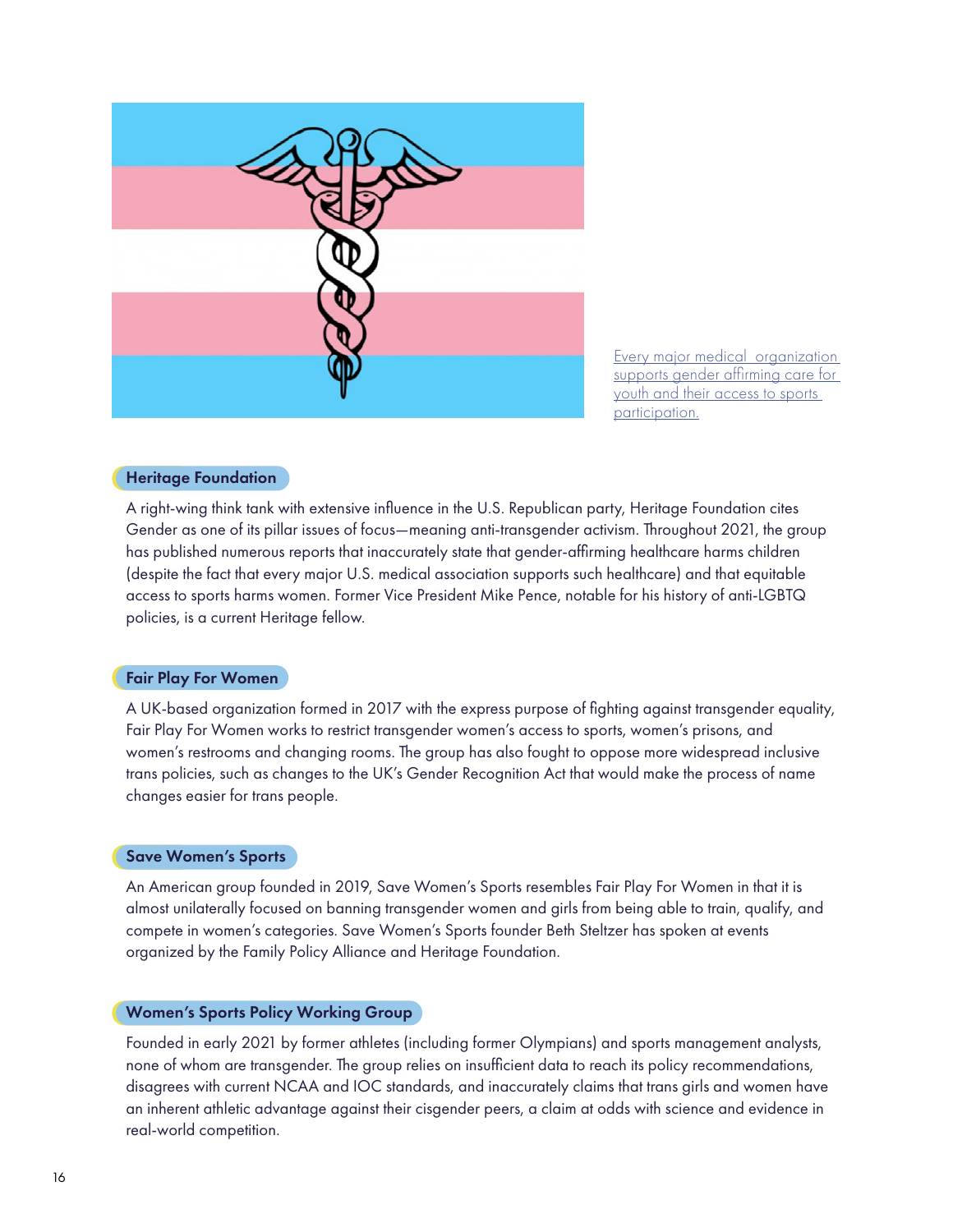[Every major medical organization supports gender affirming care for youth and their access to sports participation.]

### Heritage Foundation

A right-wing think tank with extensive influence in the U.S. Republican party, Heritage Foundation cites Gender as one of its pillar issues of focus—meaning anti-transgender activism. Throughout 2021, the group has published numerous reports that inaccurately state that gender-affirming healthcare harms children (despite the fact that every major U.S. medical association supports such healthcare) and that equitable access to sports harms women. Former Vice President Mike Pence, notable for his history of anti-LGBTQ policies, is a current Heritage fellow.

### Fair Play For Women

A UK-based organization formed in 2017 with the express purpose of fighting against transgender equality, Fair Play For Women works to restrict transgender women's access to sports, women's prisons, and women's restrooms and changing rooms. The group has also fought to oppose more widespread inclusive trans policies, such as changes to the UK's Gender Recognition Act that would make the process of name changes easier for trans people.

### Save Women's Sports

An American group founded in 2019, Save Women's Sports resembles Fair Play For Women in that it is almost unilaterally focused on banning transgender women and girls from being able to train, qualify, and compete in women's categories. Save Women's Sports founder Beth Stelzer has spoken at events organized by the Family Policy Alliance and Heritage Foundation.

### Women's Sports Policy Working Group

Founded in early 2021 by former athletes (including former Olympians) and sports management analysts, none of whom are transgender. The group relies on insufficient data to reach its policy recommendations, disagrees with current NCAA and IOC standards, and inaccurately claims that trans girls and women have an inherent athletic advantage against their cisgender peers, a claim at odds with science and evidence in real-world competition.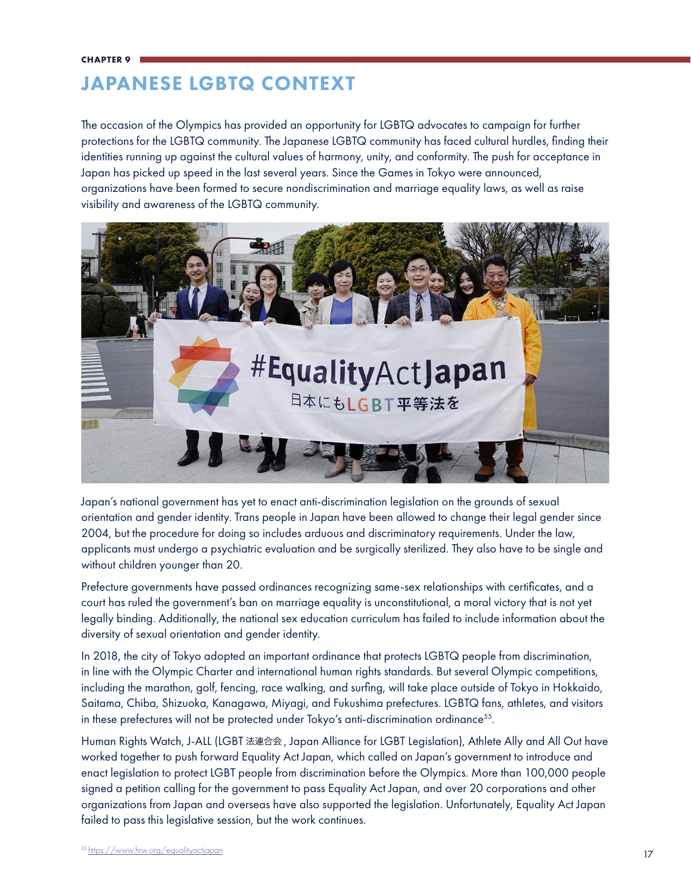CHAPTER 9

# JAPANESE LGBTQ CONTEXT

The occasion of the Olympics has provided an opportunity for LGBTQ advocates to campaign for further protections for the LGBTQ community. The Japanese LGBTQ community has faced cultural hurdles, finding their identities running up against the cultural values of harmony, unity, and conformity. The push for acceptance in Japan has picked up speed in the last several years. Since the Games in Tokyo were announced, organizations have been formed to secure nondiscrimination and marriage equality laws, as well as raise visibility and awareness of the LGBTQ community.

Japan's national government has yet to enact anti-discrimination legislation on the grounds of sexual orientation and gender identity. Trans people in Japan have been allowed to change their legal gender since 2004, but the procedure for doing so includes arduous and discriminatory requirements. Under the law, applicants must undergo a psychiatric evaluation and be surgically sterilized. They also have to be single and without children younger than 20.

Prefecture governments have passed ordinances recognizing same-sex relationships with certificates, and a court has ruled the government's ban on marriage equality is unconstitutional, a moral victory that is not yet legally binding. Additionally, the national sex education curriculum has failed to include information about the diversity of sexual orientation and gender identity.

In 2018, the city of Tokyo adopted an important ordinance that protects LGBTQ people from discrimination, in line with the Olympic Charter and international human rights standards. But several Olympic competitions, including the marathon, golf, fencing, race walking, and surfing, will take place outside of Tokyo in Hokkaido, Saitama, Chiba, Shizuoka, Kanagawa, Miyagi, and Fukushima prefectures. LGBTQ fans, athletes, and visitors in these prefectures will not be protected under Tokyo's anti-discrimination ordinance[55].

Human Rights Watch, J-ALL (LGBT 法連合会, Japan Alliance for LGBT Legislation), Athlete Ally and All Out have worked together to push forward Equality Act Japan, which called on Japan's government to introduce and enact legislation to protect LGBT people from discrimination before the Olympics. More than 100,000 people signed a petition calling for the government to pass Equality Act Japan, and over 20 corporations and other organizations from Japan and overseas have also supported the legislation. Unfortunately, Equality Act Japan failed to pass this legislative session, but the work continues.

[55] https://www.hrw.org/equalityactjapan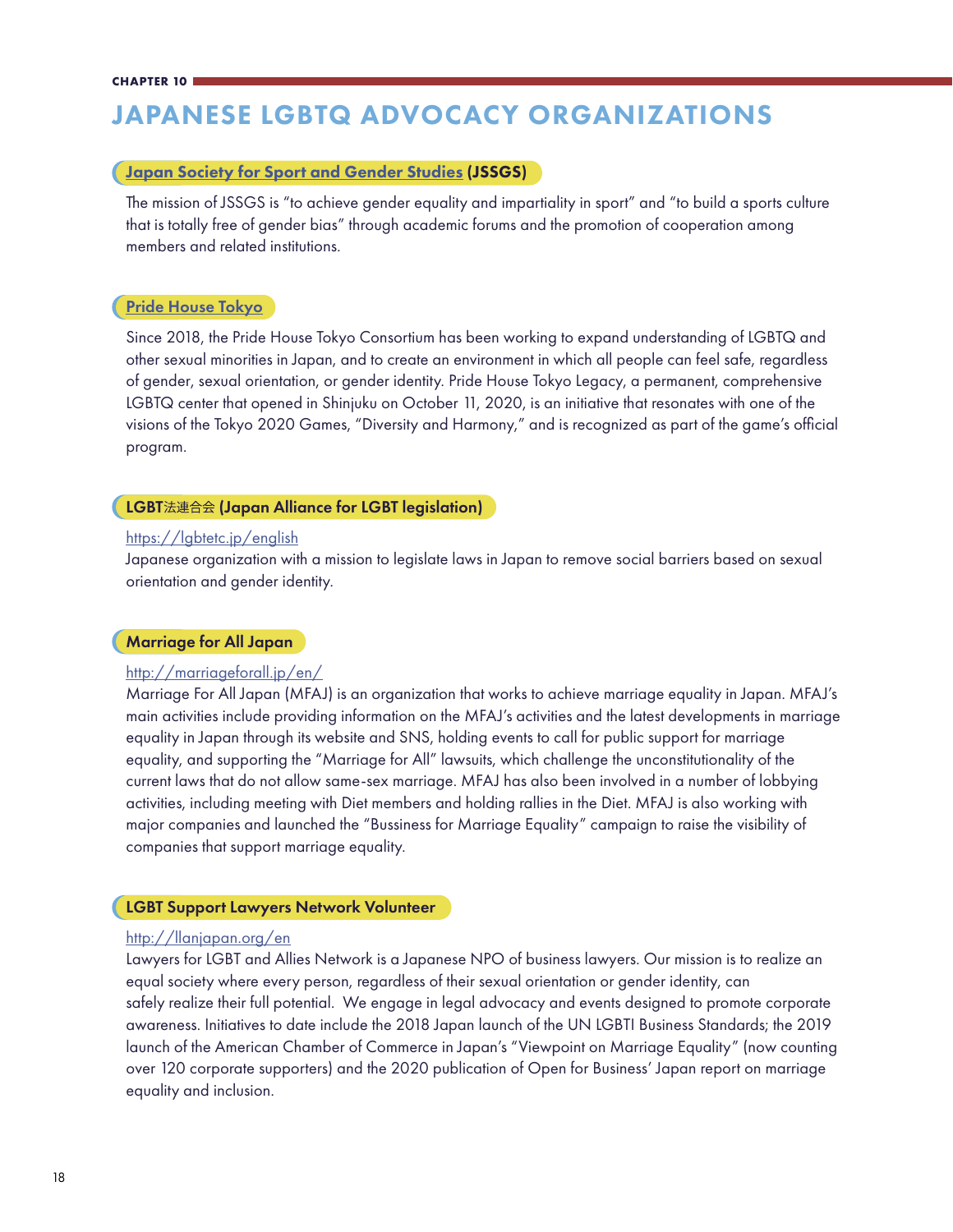CHAPTER 10

# JAPANESE LGBTQ ADVOCACY ORGANIZATIONS

### Japan Society for Sport and Gender Studies (JSSGS)

The mission of JSSGS is "to achieve gender equality and impartiality in sport" and "to build a sports culture that is totally free of gender bias" through academic forums and the promotion of cooperation among members and related institutions.

### Pride House Tokyo

Since 2018, the Pride House Tokyo Consortium has been working to expand understanding of LGBTQ and other sexual minorities in Japan, and to create an environment in which all people can feel safe, regardless of gender, sexual orientation, or gender identity. Pride House Tokyo Legacy, a permanent, comprehensive LGBTQ center that opened in Shinjuku on October 11, 2020, is an initiative that resonates with one of the visions of the Tokyo 2020 Games, "Diversity and Harmony," and is recognized as part of the game's official program.

### LGBT法連合会 (Japan Alliance for LGBT legislation)

https://lgbtetc.jp/english
Japanese organization with a mission to legislate laws in Japan to remove social barriers based on sexual orientation and gender identity.

### Marriage for All Japan

http://marriageforall.jp/en/
Marriage For All Japan (MFAJ) is an organization that works to achieve marriage equality in Japan. MFAJ's main activities include providing information on the MFAJ's activities and the latest developments in marriage equality in Japan through its website and SNS, holding events to call for public support for marriage equality, and supporting the "Marriage for All" lawsuits, which challenge the unconstitutionality of the current laws that do not allow same-sex marriage. MFAJ has also been involved in a number of lobbying activities, including meeting with Diet members and holding rallies in the Diet. MFAJ is also working with major companies and launched the "Bussiness for Marriage Equality" campaign to raise the visibility of companies that support marriage equality.

### LGBT Support Lawyers Network Volunteer

http://llanjapan.org/en
Lawyers for LGBT and Allies Network is a Japanese NPO of business lawyers. Our mission is to realize an equal society where every person, regardless of their sexual orientation or gender identity, can safely realize their full potential. We engage in legal advocacy and events designed to promote corporate awareness. Initiatives to date include the 2018 Japan launch of the UN LGBTI Business Standards; the 2019 launch of the American Chamber of Commerce in Japan's "Viewpoint on Marriage Equality" (now counting over 120 corporate supporters) and the 2020 publication of Open for Business' Japan report on marriage equality and inclusion.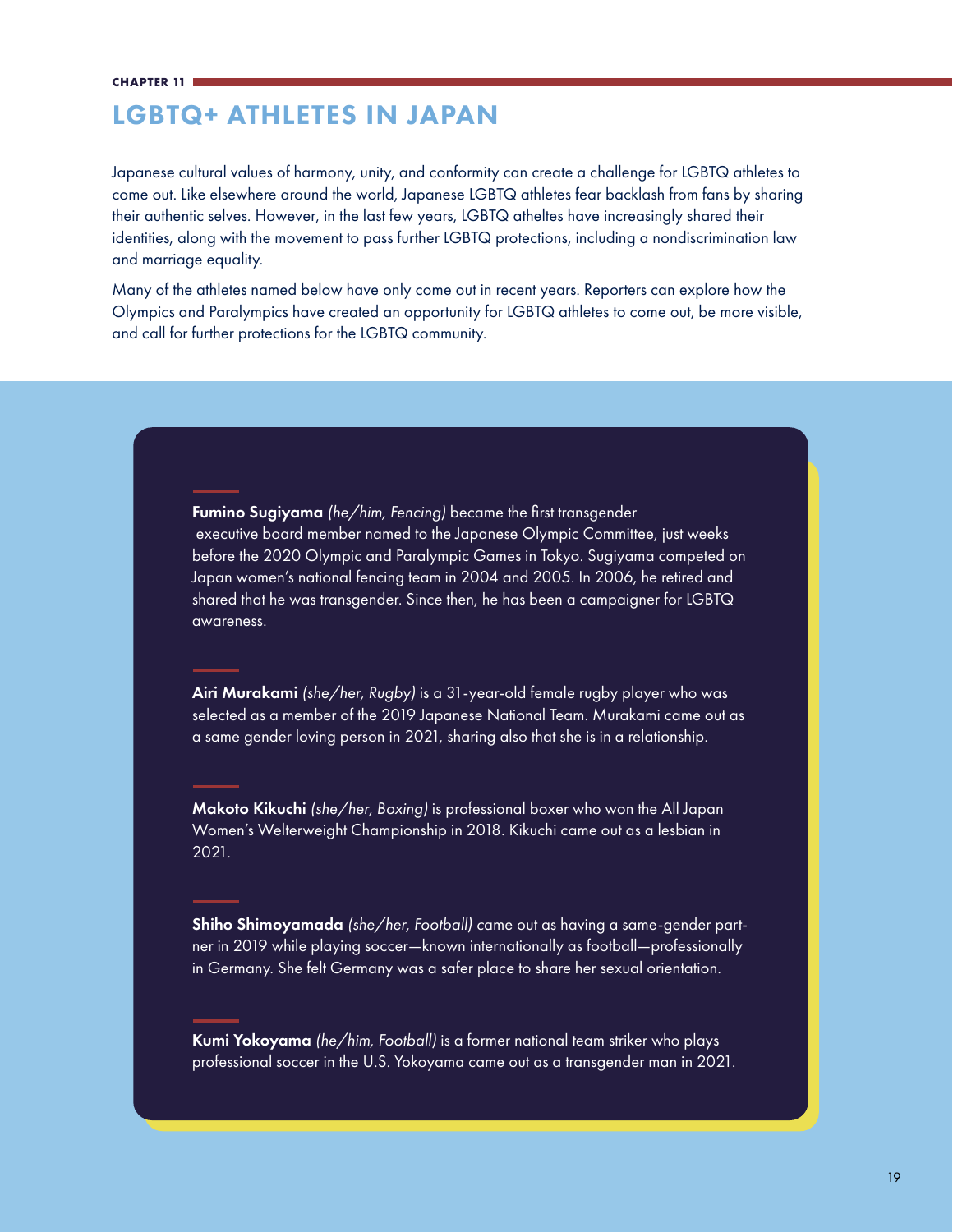CHAPTER 11

# LGBTQ+ ATHLETES IN JAPAN

Japanese cultural values of harmony, unity, and conformity can create a challenge for LGBTQ athletes to come out. Like elsewhere around the world, Japanese LGBTQ athletes fear backlash from fans by sharing their authentic selves. However, in the last few years, LGBTQ atheltes have increasingly shared their identities, along with the movement to pass further LGBTQ protections, including a nondiscrimination law and marriage equality.

Many of the athletes named below have only come out in recent years. Reporters can explore how the Olympics and Paralympics have created an opportunity for LGBTQ athletes to come out, be more visible, and call for further protections for the LGBTQ community.

**Fumino Sugiyama** *(he/him, Fencing)* became the first transgender executive board member named to the Japanese Olympic Committee, just weeks before the 2020 Olympic and Paralympic Games in Tokyo. Sugiyama competed on Japan women's national fencing team in 2004 and 2005. In 2006, he retired and shared that he was transgender. Since then, he has been a campaigner for LGBTQ awareness.

**Airi Murakami** *(she/her, Rugby)* is a 31-year-old female rugby player who was selected as a member of the 2019 Japanese National Team. Murakami came out as a same gender loving person in 2021, sharing also that she is in a relationship.

**Makoto Kikuchi** *(she/her, Boxing)* is professional boxer who won the All Japan Women's Welterweight Championship in 2018. Kikuchi came out as a lesbian in 2021.

**Shiho Shimoyamada** *(she/her, Football)* came out as having a same-gender partner in 2019 while playing soccer—known internationally as football—professionally in Germany. She felt Germany was a safer place to share her sexual orientation.

**Kumi Yokoyama** *(he/him, Football)* is a former national team striker who plays professional soccer in the U.S. Yokoyama came out as a transgender man in 2021.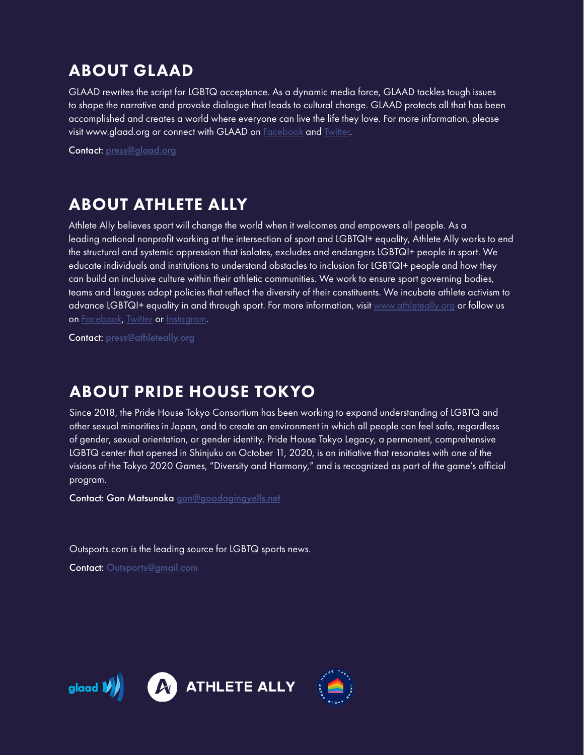## ABOUT GLAAD

GLAAD rewrites the script for LGBTQ acceptance. As a dynamic media force, GLAAD tackles tough issues to shape the narrative and provoke dialogue that leads to cultural change. GLAAD protects all that has been accomplished and creates a world where everyone can live the life they love. For more information, please visit www.glaad.org or connect with GLAAD on Facebook and Twitter.

**Contact:** press@glaad.org

## ABOUT ATHLETE ALLY

Athlete Ally believes sport will change the world when it welcomes and empowers all people. As a leading national nonprofit working at the intersection of sport and LGBTQI+ equality, Athlete Ally works to end the structural and systemic oppression that isolates, excludes and endangers LGBTQI+ people in sport. We educate individuals and institutions to understand obstacles to inclusion for LGBTQI+ people and how they can build an inclusive culture within their athletic communities. We work to ensure sport governing bodies, teams and leagues adopt policies that reflect the diversity of their constituents. We incubate athlete activism to advance LGBTQI+ equality in and through sport. For more information, visit www.athleteally.org or follow us on Facebook, Twitter or Instagram.

**Contact:** press@athleteally.org

## ABOUT PRIDE HOUSE TOKYO

Since 2018, the Pride House Tokyo Consortium has been working to expand understanding of LGBTQ and other sexual minorities in Japan, and to create an environment in which all people can feel safe, regardless of gender, sexual orientation, or gender identity. Pride House Tokyo Legacy, a permanent, comprehensive LGBTQ center that opened in Shinjuku on October 11, 2020, is an initiative that resonates with one of the visions of the Tokyo 2020 Games, "Diversity and Harmony," and is recognized as part of the game's official program.

**Contact: Gon Matsunaka** gon@goodagingyells.net

Outsports.com is the leading source for LGBTQ sports news.

**Contact:** Outsports@gmail.com

glaad ATHLETE ALLY